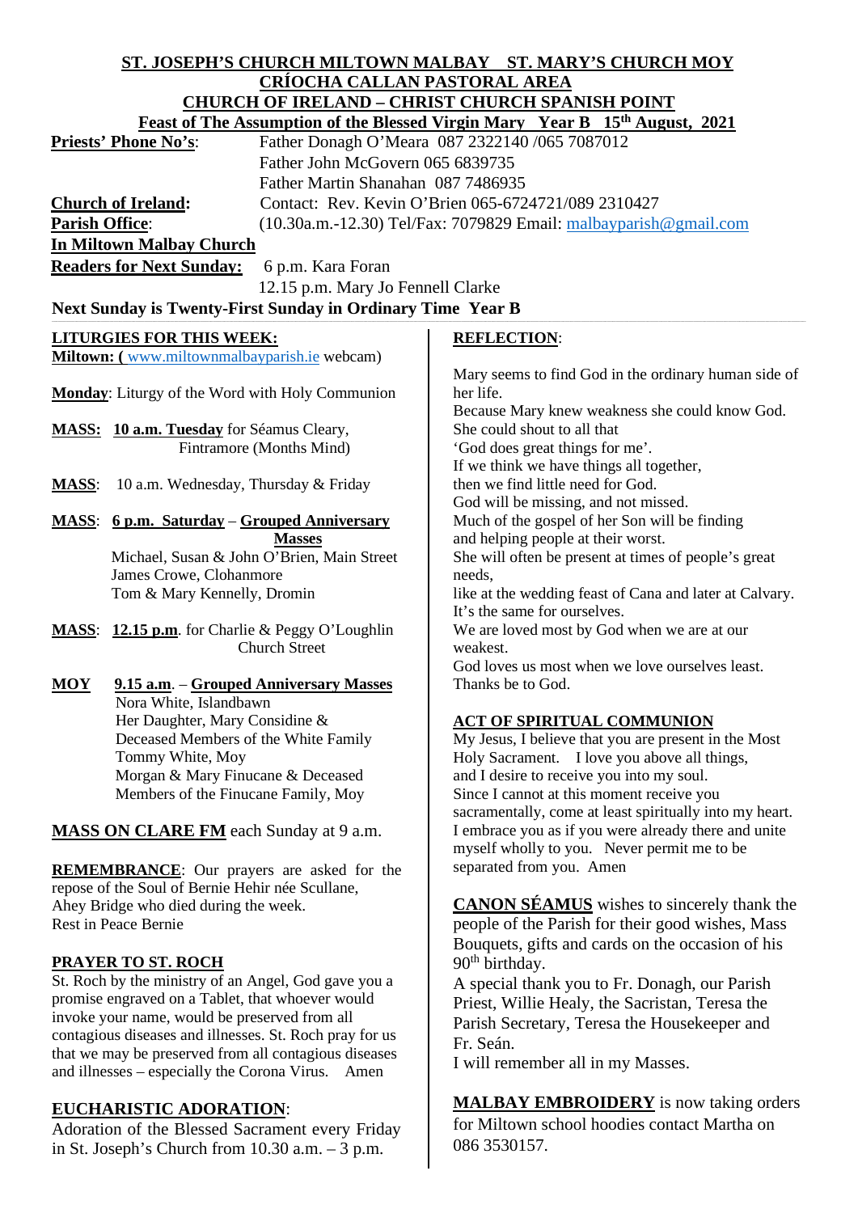# ST. JOSEPH'S CHURCH MILTOWN MALBAY ST. MARY'S CHURCH MOY
## CRÍOCHA CALLAN PASTORAL AREA
## CHURCH OF IRELAND – CHRIST CHURCH SPANISH POINT
### Feast of The Assumption of the Blessed Virgin Mary Year B 15th August, 2021

**Priests' Phone No's**: Father Donagh O'Meara 087 2322140 /065 7087012
Father John McGovern 065 6839735
Father Martin Shanahan 087 7486935

**Church of Ireland**: Contact: Rev. Kevin O'Brien 065-6724721/089 2310427

**Parish Office**: (10.30a.m.-12.30) Tel/Fax: 7079829 Email: malbayparish@gmail.com

**In Miltown Malbay Church**

**Readers for Next Sunday:** 6 p.m. Kara Foran
12.15 p.m. Mary Jo Fennell Clarke

**Next Sunday is Twenty-First Sunday in Ordinary Time Year B**

**LITURGIES FOR THIS WEEK:**

**Miltown: (** www.miltownmalbayparish.ie webcam)

**Monday**: Liturgy of the Word with Holy Communion

**MASS: 10 a.m. Tuesday** for Séamus Cleary, Fintramore (Months Mind)

**MASS**: 10 a.m. Wednesday, Thursday & Friday

**MASS**: **6 p.m. Saturday** – **Grouped Anniversary Masses**
Michael, Susan & John O'Brien, Main Street
James Crowe, Clohanmore
Tom & Mary Kennelly, Dromin

**MASS**: **12.15 p.m**. for Charlie & Peggy O'Loughlin Church Street

**MOY** **9.15 a.m**. – **Grouped Anniversary Masses**
Nora White, Islandbawn
Her Daughter, Mary Considine & Deceased Members of the White Family
Tommy White, Moy
Morgan & Mary Finucane & Deceased Members of the Finucane Family, Moy

**MASS ON CLARE FM** each Sunday at 9 a.m.

**REMEMBRANCE**: Our prayers are asked for the repose of the Soul of Bernie Hehir née Scullane, Ahey Bridge who died during the week.
Rest in Peace Bernie

**PRAYER TO ST. ROCH**

St. Roch by the ministry of an Angel, God gave you a promise engraved on a Tablet, that whoever would invoke your name, would be preserved from all contagious diseases and illnesses. St. Roch pray for us that we may be preserved from all contagious diseases and illnesses – especially the Corona Virus. Amen

**EUCHARISTIC ADORATION**:

Adoration of the Blessed Sacrament every Friday in St. Joseph's Church from 10.30 a.m. – 3 p.m.

**REFLECTION**:

Mary seems to find God in the ordinary human side of her life.
Because Mary knew weakness she could know God.
She could shout to all that
'God does great things for me'.
If we think we have things all together,
then we find little need for God.
God will be missing, and not missed.
Much of the gospel of her Son will be finding
and helping people at their worst.
She will often be present at times of people's great needs,
like at the wedding feast of Cana and later at Calvary.
It's the same for ourselves.
We are loved most by God when we are at our weakest.
God loves us most when we love ourselves least.
Thanks be to God.

**ACT OF SPIRITUAL COMMUNION**

My Jesus, I believe that you are present in the Most Holy Sacrament. I love you above all things, and I desire to receive you into my soul. Since I cannot at this moment receive you sacramentally, come at least spiritually into my heart. I embrace you as if you were already there and unite myself wholly to you. Never permit me to be separated from you. Amen

**CANON SÉAMUS** wishes to sincerely thank the people of the Parish for their good wishes, Mass Bouquets, gifts and cards on the occasion of his 90th birthday.
A special thank you to Fr. Donagh, our Parish Priest, Willie Healy, the Sacristan, Teresa the Parish Secretary, Teresa the Housekeeper and Fr. Seán.
I will remember all in my Masses.

**MALBAY EMBROIDERY** is now taking orders for Miltown school hoodies contact Martha on 086 3530157.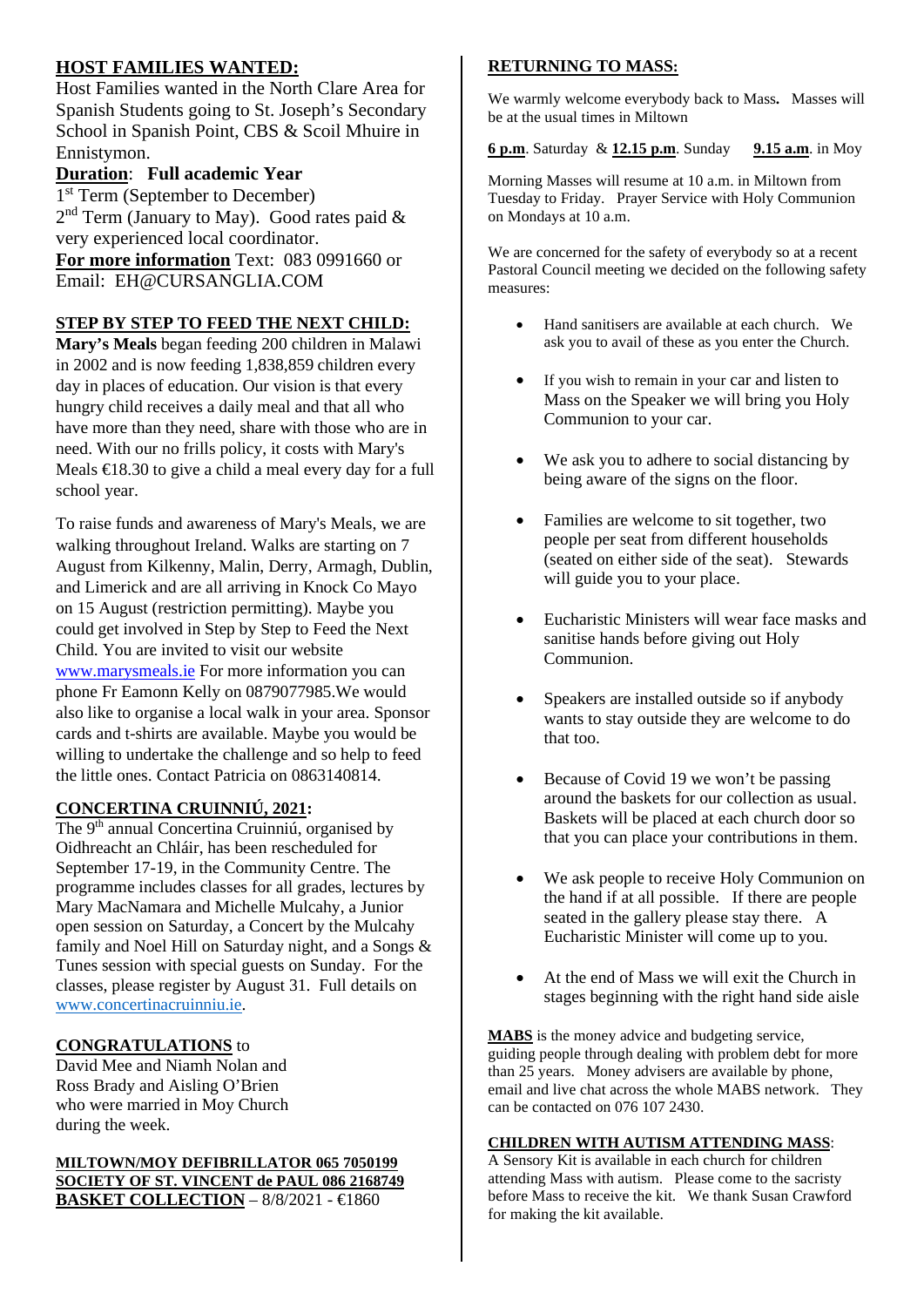## HOST FAMILIES WANTED:

Host Families wanted in the North Clare Area for Spanish Students going to St. Joseph's Secondary School in Spanish Point, CBS & Scoil Mhuire in Ennistymon.

**Duration**: **Full academic Year**

1st Term (September to December)
2nd Term (January to May). Good rates paid & very experienced local coordinator.

**For more information** Text: 083 0991660 or Email: EH@CURSANGLIA.COM

## STEP BY STEP TO FEED THE NEXT CHILD:

**Mary's Meals** began feeding 200 children in Malawi in 2002 and is now feeding 1,838,859 children every day in places of education. Our vision is that every hungry child receives a daily meal and that all who have more than they need, share with those who are in need. With our no frills policy, it costs with Mary's Meals €18.30 to give a child a meal every day for a full school year.

To raise funds and awareness of Mary's Meals, we are walking throughout Ireland. Walks are starting on 7 August from Kilkenny, Malin, Derry, Armagh, Dublin, and Limerick and are all arriving in Knock Co Mayo on 15 August (restriction permitting). Maybe you could get involved in Step by Step to Feed the Next Child. You are invited to visit our website www.marysmeals.ie For more information you can phone Fr Eamonn Kelly on 0879077985.We would also like to organise a local walk in your area. Sponsor cards and t-shirts are available. Maybe you would be willing to undertake the challenge and so help to feed the little ones. Contact Patricia on 0863140814.

## CONCERTINA CRUINNIÚ, 2021:

The 9th annual Concertina Cruinniú, organised by Oidhreacht an Chláir, has been rescheduled for September 17-19, in the Community Centre. The programme includes classes for all grades, lectures by Mary MacNamara and Michelle Mulcahy, a Junior open session on Saturday, a Concert by the Mulcahy family and Noel Hill on Saturday night, and a Songs & Tunes session with special guests on Sunday. For the classes, please register by August 31. Full details on www.concertinacruinniu.ie.

**CONGRATULATIONS** to
David Mee and Niamh Nolan and
Ross Brady and Aisling O'Brien
who were married in Moy Church
during the week.

**MILTOWN/MOY DEFIBRILLATOR 065 7050199**
**SOCIETY OF ST. VINCENT de PAUL 086 2168749**
**BASKET COLLECTION** – 8/8/2021 - €1860

## RETURNING TO MASS:

We warmly welcome everybody back to Mass**.** Masses will be at the usual times in Miltown

**6 p.m**. Saturday & **12.15 p.m**. Sunday **9.15 a.m**. in Moy

Morning Masses will resume at 10 a.m. in Miltown from Tuesday to Friday. Prayer Service with Holy Communion on Mondays at 10 a.m.

We are concerned for the safety of everybody so at a recent Pastoral Council meeting we decided on the following safety measures:

- Hand sanitisers are available at each church. We ask you to avail of these as you enter the Church.
- If you wish to remain in your car and listen to Mass on the Speaker we will bring you Holy Communion to your car.
- We ask you to adhere to social distancing by being aware of the signs on the floor.
- Families are welcome to sit together, two people per seat from different households (seated on either side of the seat). Stewards will guide you to your place.
- Eucharistic Ministers will wear face masks and sanitise hands before giving out Holy Communion.
- Speakers are installed outside so if anybody wants to stay outside they are welcome to do that too.
- Because of Covid 19 we won't be passing around the baskets for our collection as usual. Baskets will be placed at each church door so that you can place your contributions in them.
- We ask people to receive Holy Communion on the hand if at all possible. If there are people seated in the gallery please stay there. A Eucharistic Minister will come up to you.
- At the end of Mass we will exit the Church in stages beginning with the right hand side aisle

**MABS** is the money advice and budgeting service, guiding people through dealing with problem debt for more than 25 years. Money advisers are available by phone, email and live chat across the whole MABS network. They can be contacted on 076 107 2430.

## CHILDREN WITH AUTISM ATTENDING MASS:

A Sensory Kit is available in each church for children attending Mass with autism. Please come to the sacristy before Mass to receive the kit. We thank Susan Crawford for making the kit available.